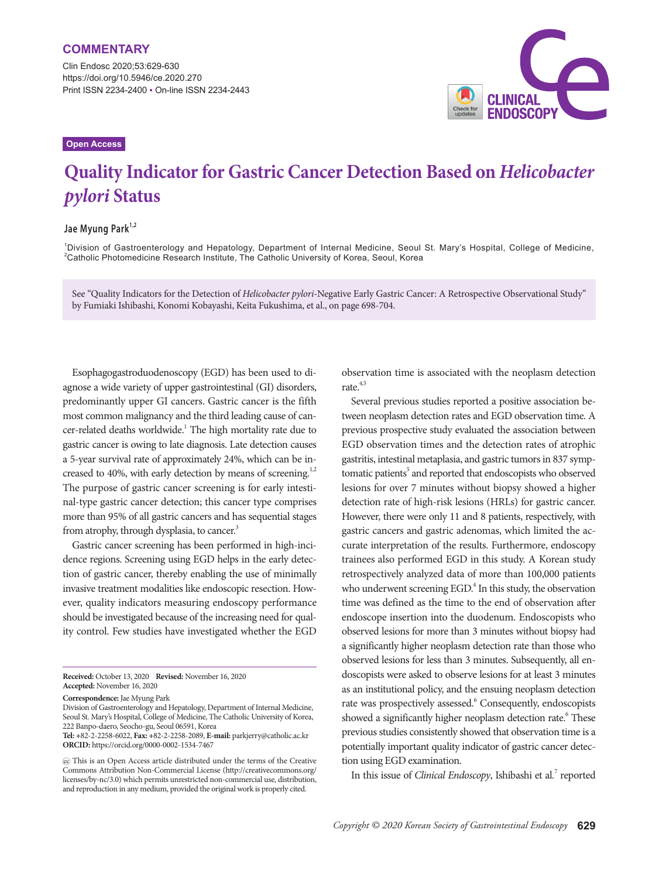**COMMENTARY**

Open Access

# Quality Indicator for Gastric Cancer Detection Based on *Helicobacter pylori* Status

**Jae Myung Park**[1,2]

[1]Division of Gastroenterology and Hepatology, Department of Internal Medicine, Seoul St. Mary's Hospital, College of Medicine, [2]Catholic Photomedicine Research Institute, The Catholic University of Korea, Seoul, Korea

See "Quality Indicators for the Detection of *Helicobacter pylori*-Negative Early Gastric Cancer: A Retrospective Observational Study" by Fumiaki Ishibashi, Konomi Kobayashi, Keita Fukushima, et al., on page 698-704.

Esophagogastroduodenoscopy (EGD) has been used to diagnose a wide variety of upper gastrointestinal (GI) disorders, predominantly upper GI cancers. Gastric cancer is the fifth most common malignancy and the third leading cause of cancer-related deaths worldwide.[1] The high mortality rate due to gastric cancer is owing to late diagnosis. Late detection causes a 5-year survival rate of approximately 24%, which can be increased to 40%, with early detection by means of screening.[1,2] The purpose of gastric cancer screening is for early intestinal-type gastric cancer detection; this cancer type comprises more than 95% of all gastric cancers and has sequential stages from atrophy, through dysplasia, to cancer.[3]

Gastric cancer screening has been performed in high-incidence regions. Screening using EGD helps in the early detection of gastric cancer, thereby enabling the use of minimally invasive treatment modalities like endoscopic resection. However, quality indicators measuring endoscopy performance should be investigated because of the increasing need for quality control. Few studies have investigated whether the EGD observation time is associated with the neoplasm detection rate.[4,5]

Several previous studies reported a positive association between neoplasm detection rates and EGD observation time. A previous prospective study evaluated the association between EGD observation times and the detection rates of atrophic gastritis, intestinal metaplasia, and gastric tumors in 837 symptomatic patients[5] and reported that endoscopists who observed lesions for over 7 minutes without biopsy showed a higher detection rate of high-risk lesions (HRLs) for gastric cancer. However, there were only 11 and 8 patients, respectively, with gastric cancers and gastric adenomas, which limited the accurate interpretation of the results. Furthermore, endoscopy trainees also performed EGD in this study. A Korean study retrospectively analyzed data of more than 100,000 patients who underwent screening EGD.[4] In this study, the observation time was defined as the time to the end of observation after endoscope insertion into the duodenum. Endoscopists who observed lesions for more than 3 minutes without biopsy had a significantly higher neoplasm detection rate than those who observed lesions for less than 3 minutes. Subsequently, all endoscopists were asked to observe lesions for at least 3 minutes as an institutional policy, and the ensuing neoplasm detection rate was prospectively assessed.[6] Consequently, endoscopists showed a significantly higher neoplasm detection rate.[6] These previous studies consistently showed that observation time is a potentially important quality indicator of gastric cancer detection using EGD examination.

In this issue of *Clinical Endoscopy*, Ishibashi et al.[7] reported

**Received:** October 13, 2020 **Revised:** November 16, 2020
**Accepted:** November 16, 2020

**Correspondence:** Jae Myung Park
Division of Gastroenterology and Hepatology, Department of Internal Medicine, Seoul St. Mary's Hospital, College of Medicine, The Catholic University of Korea, 222 Banpo-daero, Seocho-gu, Seoul 06591, Korea
**Tel:** +82-2-2258-6022, **Fax:** +82-2-2258-2089, **E-mail:** parkjerry@catholic.ac.kr
**ORCID:** https://orcid.org/0000-0002-1534-7467

This is an Open Access article distributed under the terms of the Creative Commons Attribution Non-Commercial License (http://creativecommons.org/licenses/by-nc/3.0) which permits unrestricted non-commercial use, distribution, and reproduction in any medium, provided the original work is properly cited.

*Copyright © 2020 Korean Society of Gastrointestinal Endoscopy*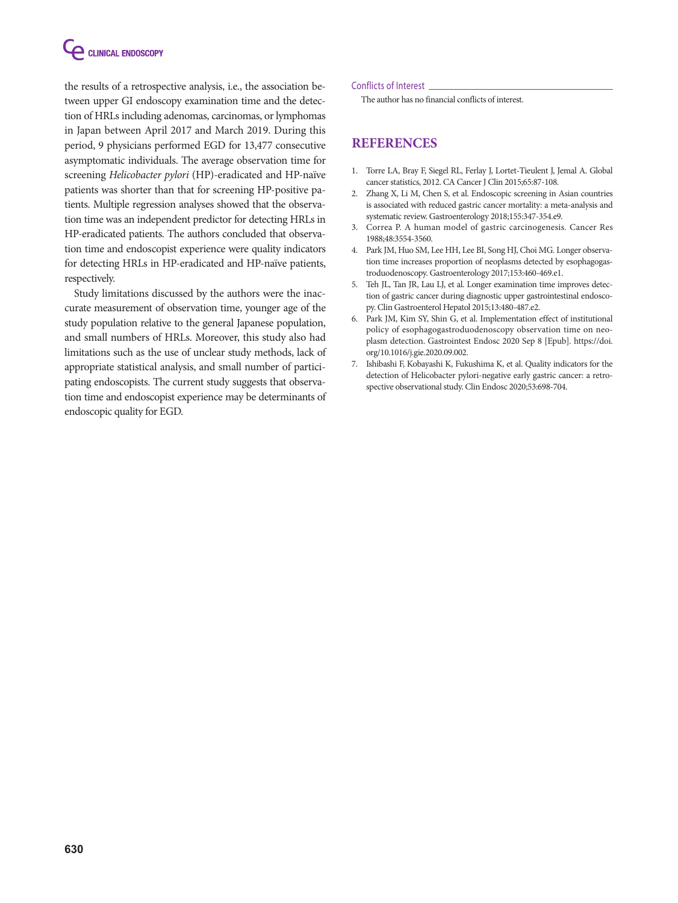the results of a retrospective analysis, i.e., the association between upper GI endoscopy examination time and the detection of HRLs including adenomas, carcinomas, or lymphomas in Japan between April 2017 and March 2019. During this period, 9 physicians performed EGD for 13,477 consecutive asymptomatic individuals. The average observation time for screening *Helicobacter pylori* (HP)-eradicated and HP-naïve patients was shorter than that for screening HP-positive patients. Multiple regression analyses showed that the observation time was an independent predictor for detecting HRLs in HP-eradicated patients. The authors concluded that observation time and endoscopist experience were quality indicators for detecting HRLs in HP-eradicated and HP-naïve patients, respectively.

Study limitations discussed by the authors were the inaccurate measurement of observation time, younger age of the study population relative to the general Japanese population, and small numbers of HRLs. Moreover, this study also had limitations such as the use of unclear study methods, lack of appropriate statistical analysis, and small number of participating endoscopists. The current study suggests that observation time and endoscopist experience may be determinants of endoscopic quality for EGD.

### Conflicts of Interest

The author has no financial conflicts of interest.

## REFERENCES

1. Torre LA, Bray F, Siegel RL, Ferlay J, Lortet-Tieulent J, Jemal A. Global cancer statistics, 2012. CA Cancer J Clin 2015;65:87-108.
2. Zhang X, Li M, Chen S, et al. Endoscopic screening in Asian countries is associated with reduced gastric cancer mortality: a meta-analysis and systematic review. Gastroenterology 2018;155:347-354.e9.
3. Correa P. A human model of gastric carcinogenesis. Cancer Res 1988;48:3554-3560.
4. Park JM, Huo SM, Lee HH, Lee BI, Song HJ, Choi MG. Longer observation time increases proportion of neoplasms detected by esophagogastroduodenoscopy. Gastroenterology 2017;153:460-469.e1.
5. Teh JL, Tan JR, Lau LJ, et al. Longer examination time improves detection of gastric cancer during diagnostic upper gastrointestinal endoscopy. Clin Gastroenterol Hepatol 2015;13:480-487.e2.
6. Park JM, Kim SY, Shin G, et al. Implementation effect of institutional policy of esophagogastroduodenoscopy observation time on neoplasm detection. Gastrointest Endosc 2020 Sep 8 [Epub]. https://doi.org/10.1016/j.gie.2020.09.002.
7. Ishibashi F, Kobayashi K, Fukushima K, et al. Quality indicators for the detection of Helicobacter pylori-negative early gastric cancer: a retrospective observational study. Clin Endosc 2020;53:698-704.